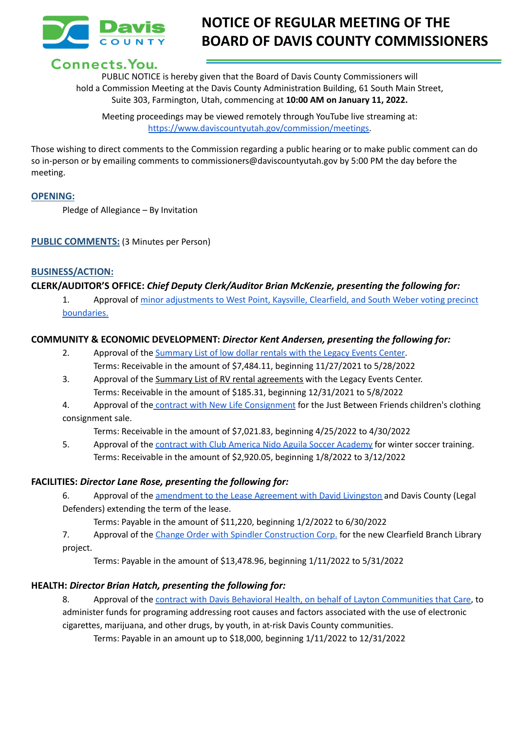Davis COUNTY Connects.You.

# NOTICE OF REGULAR MEETING OF THE BOARD OF DAVIS COUNTY COMMISSIONERS

PUBLIC NOTICE is hereby given that the Board of Davis County Commissioners will hold a Commission Meeting at the Davis County Administration Building, 61 South Main Street, Suite 303, Farmington, Utah, commencing at **10:00 AM on January 11, 2022.**

Meeting proceedings may be viewed remotely through YouTube live streaming at: https://www.daviscountyutah.gov/commission/meetings.

Those wishing to direct comments to the Commission regarding a public hearing or to make public comment can do so in-person or by emailing comments to commissioners@daviscountyutah.gov by 5:00 PM the day before the meeting.

## OPENING:

Pledge of Allegiance – By Invitation

## PUBLIC COMMENTS: (3 Minutes per Person)

## BUSINESS/ACTION:

**CLERK/AUDITOR'S OFFICE:** ***Chief Deputy Clerk/Auditor Brian McKenzie, presenting the following for:***

1. Approval of minor adjustments to West Point, Kaysville, Clearfield, and South Weber voting precinct boundaries.

**COMMUNITY & ECONOMIC DEVELOPMENT:** ***Director Kent Andersen, presenting the following for:***

2. Approval of the Summary List of low dollar rentals with the Legacy Events Center.
   Terms: Receivable in the amount of $7,484.11, beginning 11/27/2021 to 5/28/2022
3. Approval of the Summary List of RV rental agreements with the Legacy Events Center.
   Terms: Receivable in the amount of $185.31, beginning 12/31/2021 to 5/8/2022
4. Approval of the contract with New Life Consignment for the Just Between Friends children's clothing consignment sale.
   Terms: Receivable in the amount of $7,021.83, beginning 4/25/2022 to 4/30/2022
5. Approval of the contract with Club America Nido Aguila Soccer Academy for winter soccer training.
   Terms: Receivable in the amount of $2,920.05, beginning 1/8/2022 to 3/12/2022

**FACILITIES:** ***Director Lane Rose, presenting the following for:***

6. Approval of the amendment to the Lease Agreement with David Livingston and Davis County (Legal Defenders) extending the term of the lease.
   Terms: Payable in the amount of $11,220, beginning 1/2/2022 to 6/30/2022
7. Approval of the Change Order with Spindler Construction Corp. for the new Clearfield Branch Library project.
   Terms: Payable in the amount of $13,478.96, beginning 1/11/2022 to 5/31/2022

**HEALTH:** ***Director Brian Hatch, presenting the following for:***

8. Approval of the contract with Davis Behavioral Health, on behalf of Layton Communities that Care, to administer funds for programing addressing root causes and factors associated with the use of electronic cigarettes, marijuana, and other drugs, by youth, in at-risk Davis County communities.
   Terms: Payable in an amount up to $18,000, beginning 1/11/2022 to 12/31/2022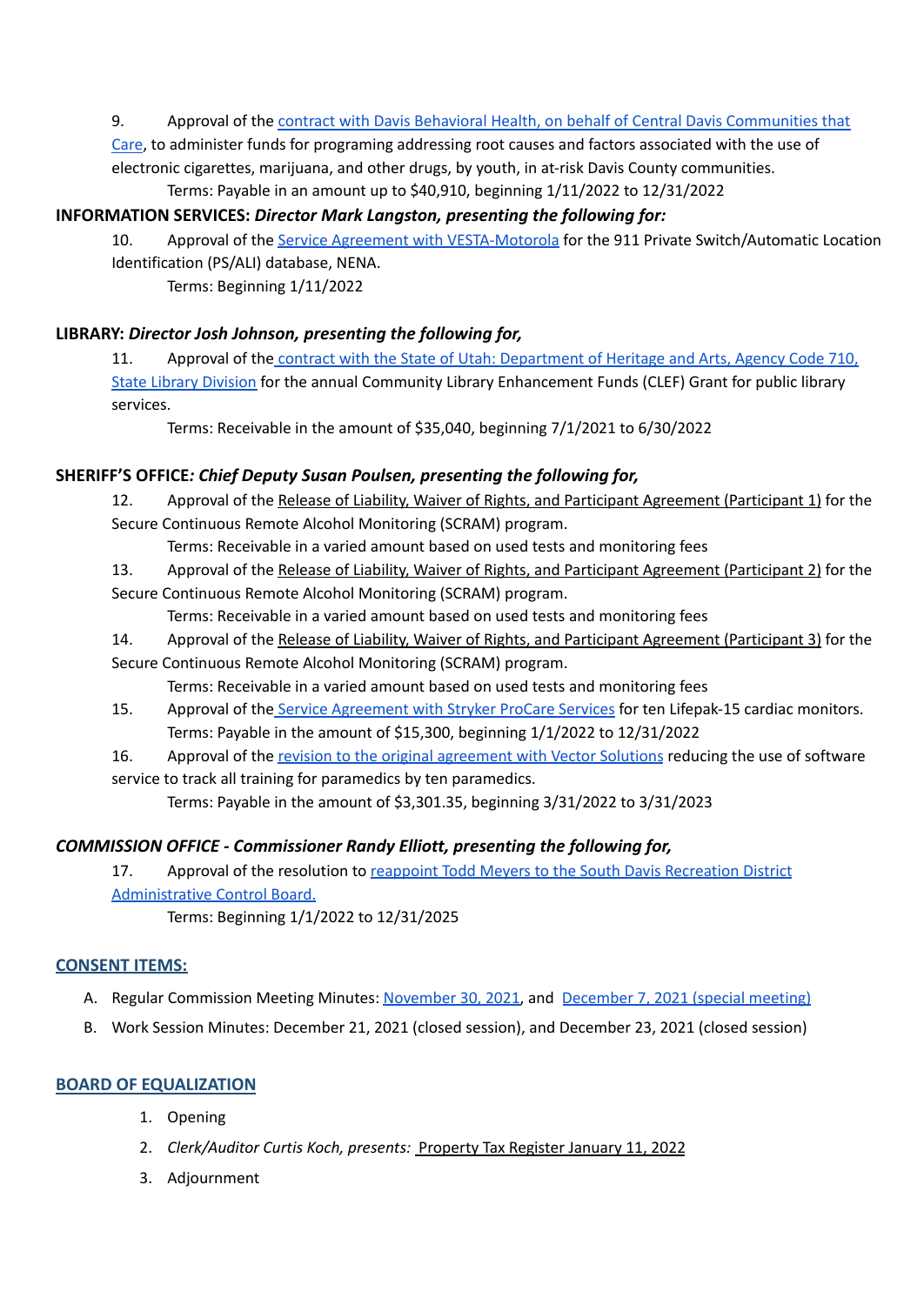9. Approval of the contract with Davis Behavioral Health, on behalf of Central Davis Communities that Care, to administer funds for programing addressing root causes and factors associated with the use of electronic cigarettes, marijuana, and other drugs, by youth, in at-risk Davis County communities.
   Terms: Payable in an amount up to $40,910, beginning 1/11/2022 to 12/31/2022

**INFORMATION SERVICES:** ***Director Mark Langston, presenting the following for:***

10. Approval of the Service Agreement with VESTA-Motorola for the 911 Private Switch/Automatic Location Identification (PS/ALI) database, NENA.
    Terms: Beginning 1/11/2022

**LIBRARY:** ***Director Josh Johnson, presenting the following for,***

11. Approval of the contract with the State of Utah: Department of Heritage and Arts, Agency Code 710, State Library Division for the annual Community Library Enhancement Funds (CLEF) Grant for public library services.
    Terms: Receivable in the amount of $35,040, beginning 7/1/2021 to 6/30/2022

**SHERIFF'S OFFICE*****: Chief Deputy Susan Poulsen, presenting the following for,***

12. Approval of the Release of Liability, Waiver of Rights, and Participant Agreement (Participant 1) for the Secure Continuous Remote Alcohol Monitoring (SCRAM) program.
    Terms: Receivable in a varied amount based on used tests and monitoring fees
13. Approval of the Release of Liability, Waiver of Rights, and Participant Agreement (Participant 2) for the Secure Continuous Remote Alcohol Monitoring (SCRAM) program.
    Terms: Receivable in a varied amount based on used tests and monitoring fees
14. Approval of the Release of Liability, Waiver of Rights, and Participant Agreement (Participant 3) for the Secure Continuous Remote Alcohol Monitoring (SCRAM) program.
    Terms: Receivable in a varied amount based on used tests and monitoring fees
15. Approval of the Service Agreement with Stryker ProCare Services for ten Lifepak-15 cardiac monitors.
    Terms: Payable in the amount of $15,300, beginning 1/1/2022 to 12/31/2022
16. Approval of the revision to the original agreement with Vector Solutions reducing the use of software service to track all training for paramedics by ten paramedics.
    Terms: Payable in the amount of $3,301.35, beginning 3/31/2022 to 3/31/2023

***COMMISSION OFFICE - Commissioner Randy Elliott, presenting the following for,***

17. Approval of the resolution to reappoint Todd Meyers to the South Davis Recreation District Administrative Control Board.
    Terms: Beginning 1/1/2022 to 12/31/2025

## CONSENT ITEMS:

A. Regular Commission Meeting Minutes: November 30, 2021, and December 7, 2021 (special meeting)

B. Work Session Minutes: December 21, 2021 (closed session), and December 23, 2021 (closed session)

## BOARD OF EQUALIZATION

1. Opening
2. *Clerk/Auditor Curtis Koch, presents:* Property Tax Register January 11, 2022
3. Adjournment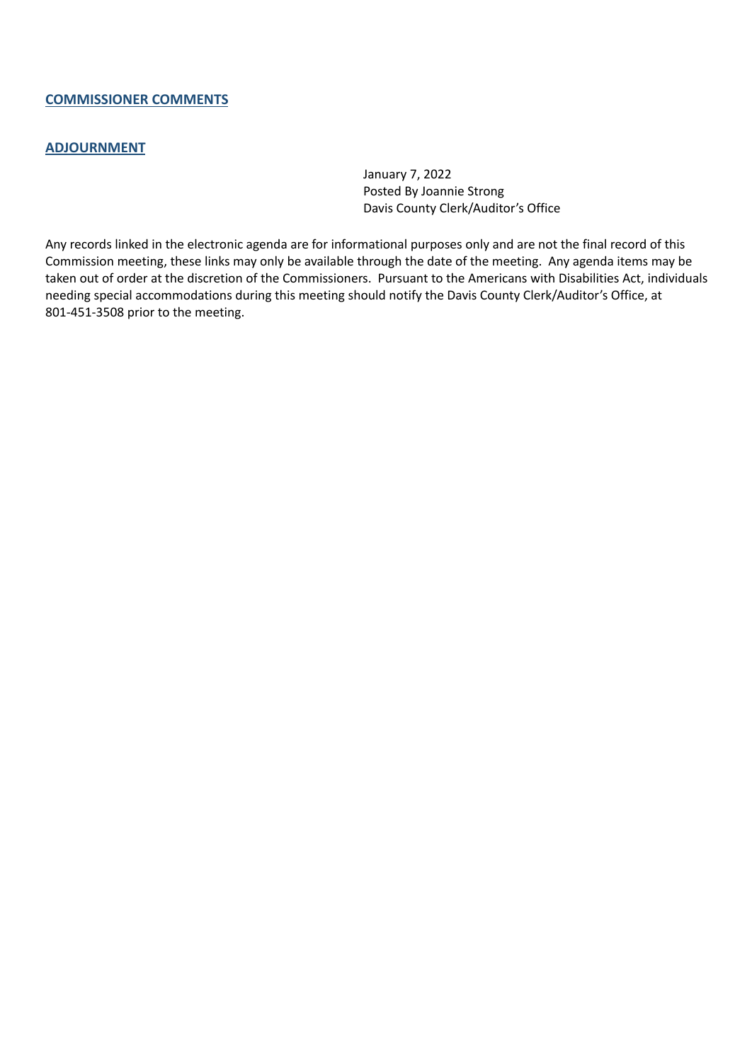## COMMISSIONER COMMENTS

## ADJOURNMENT

January 7, 2022
Posted By Joannie Strong
Davis County Clerk/Auditor's Office

Any records linked in the electronic agenda are for informational purposes only and are not the final record of this Commission meeting, these links may only be available through the date of the meeting. Any agenda items may be taken out of order at the discretion of the Commissioners. Pursuant to the Americans with Disabilities Act, individuals needing special accommodations during this meeting should notify the Davis County Clerk/Auditor's Office, at 801-451-3508 prior to the meeting.